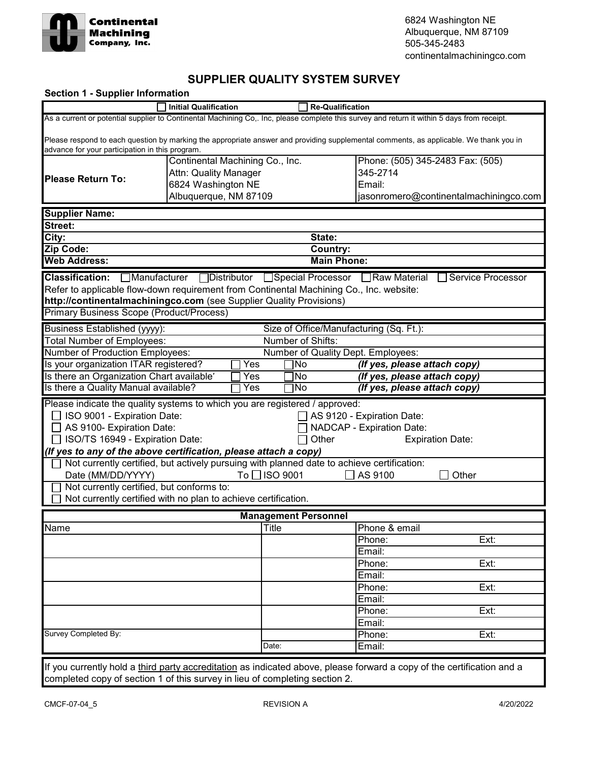Continental Machining Company, Inc.

6824 Washington NE
Albuquerque, NM 87109
505-345-2483
continentalmachiningco.com

# SUPPLIER QUALITY SYSTEM SURVEY

## Section 1 - Supplier Information

☐ **Initial Qualification** ☐ **Re-Qualification**

As a current or potential supplier to Continental Machining Co,. Inc, please complete this survey and return it within 5 days from receipt.

Please respond to each question by marking the appropriate answer and providing supplemental comments, as applicable. We thank you in advance for your participation in this program.

| | | |
|---|---|---|
| **Please Return To:** | Continental Machining Co., Inc.<br>Attn: Quality Manager<br>6824 Washington NE<br>Albuquerque, NM 87109 | Phone: (505) 345-2483 Fax: (505) 345-2714<br>Email:<br>jasonromero@continentalmachiningco.com |

| | |
|---|---|
| **Supplier Name:** | |
| **Street:** | |
| **City:** | **State:** |
| **Zip Code:** | **Country:** |
| **Web Address:** | **Main Phone:** |

**Classification:** ☐ Manufacturer ☐ Distributor ☐ Special Processor ☐ Raw Material ☐ Service Processor

Refer to applicable flow-down requirement from Continental Machining Co., Inc. website:
**http://continentalmachiningco.com** (see Supplier Quality Provisions)

Primary Business Scope (Product/Process)

| | | | |
|---|---|---|---|
| Business Established (yyyy): | | Size of Office/Manufacturing (Sq. Ft.): | |
| Total Number of Employees: | | Number of Shifts: | |
| Number of Production Employees: | | Number of Quality Dept. Employees: | |
| Is your organization ITAR registered? | ☐ Yes | ☐ No | ***(If yes, please attach copy)*** |
| Is there an Organization Chart available? | ☐ Yes | ☐ No | ***(If yes, please attach copy)*** |
| Is there a Quality Manual available? | ☐ Yes | ☐ No | ***(If yes, please attach copy)*** |

Please indicate the quality systems to which you are registered / approved:

| | |
|---|---|
| ☐ ISO 9001 - Expiration Date: | ☐ AS 9120 - Expiration Date: |
| ☐ AS 9100- Expiration Date: | ☐ NADCAP - Expiration Date: |
| ☐ ISO/TS 16949 - Expiration Date: | ☐ Other Expiration Date: |

***(If yes to any of the above certification, please attach a copy)***

☐ Not currently certified, but actively pursuing with planned date to achieve certification:
Date (MM/DD/YYYY) To ☐ ISO 9001 ☐ AS 9100 ☐ Other

☐ Not currently certified, but conforms to:

☐ Not currently certified with no plan to achieve certification.

| **Management Personnel** | | | |
|---|---|---|---|
| Name | Title | Phone & email | |
| | | Phone: | Ext: |
| | | Email: | |
| | | Phone: | Ext: |
| | | Email: | |
| | | Phone: | Ext: |
| | | Email: | |
| | | Phone: | Ext: |
| | | Email: | |
| Survey Completed By: | | Phone: | Ext: |
| | Date: | Email: | |

If you currently hold a third party accreditation as indicated above, please forward a copy of the certification and a completed copy of section 1 of this survey in lieu of completing section 2.

CMCF-07-04_5 REVISION A 4/20/2022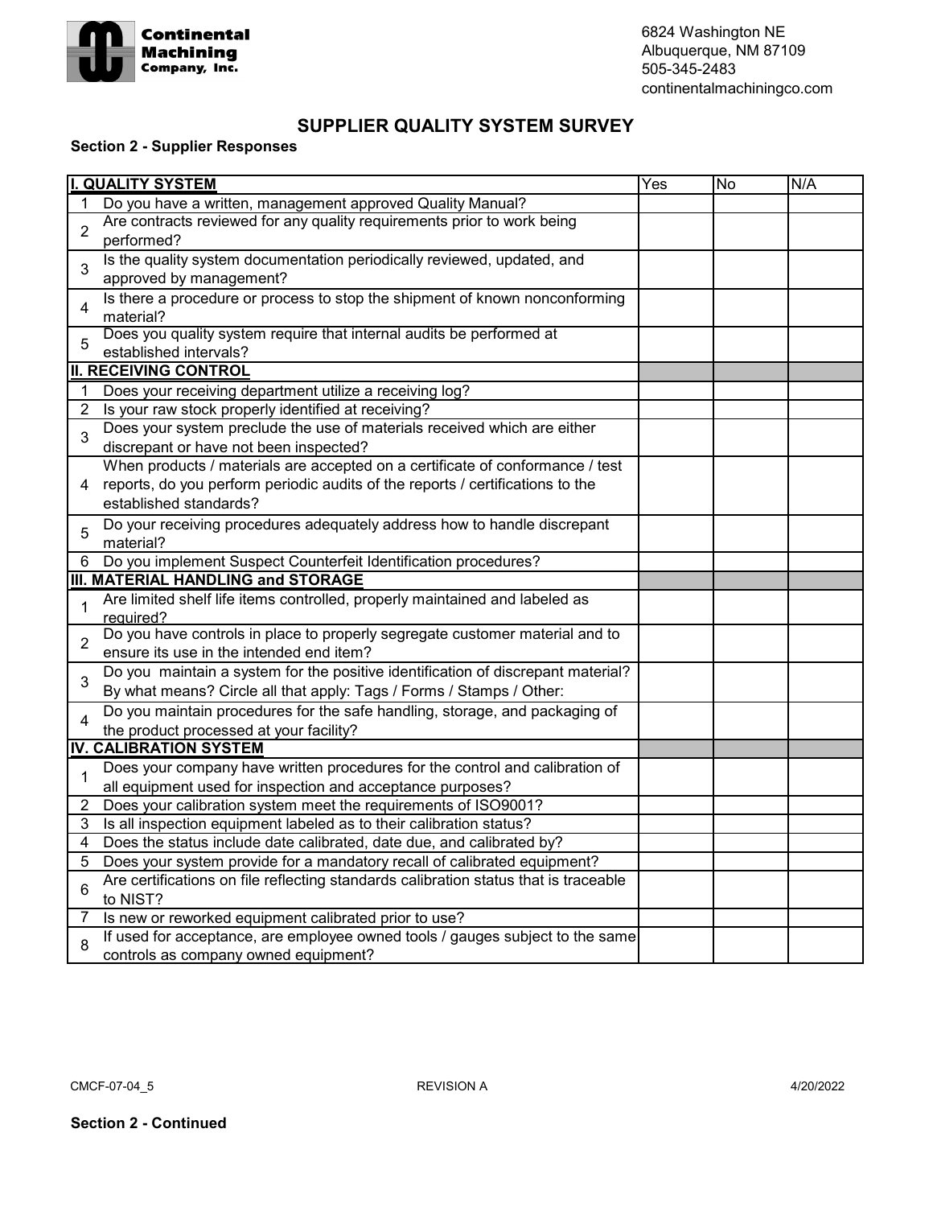Continental Machining Company, Inc.

6824 Washington NE
Albuquerque, NM 87109
505-345-2483
continentalmachiningco.com

## SUPPLIER QUALITY SYSTEM SURVEY

**Section 2 - Supplier Responses**

| | I. QUALITY SYSTEM | Yes | No | N/A |
|---|---|---|---|---|
| 1 | Do you have a written, management approved Quality Manual? | | | |
| 2 | Are contracts reviewed for any quality requirements prior to work being performed? | | | |
| 3 | Is the quality system documentation periodically reviewed, updated, and approved by management? | | | |
| 4 | Is there a procedure or process to stop the shipment of known nonconforming material? | | | |
| 5 | Does you quality system require that internal audits be performed at established intervals? | | | |
| | **II. RECEIVING CONTROL** | | | |
| 1 | Does your receiving department utilize a receiving log? | | | |
| 2 | Is your raw stock properly identified at receiving? | | | |
| 3 | Does your system preclude the use of materials received which are either discrepant or have not been inspected? | | | |
| 4 | When products / materials are accepted on a certificate of conformance / test reports, do you perform periodic audits of the reports / certifications to the established standards? | | | |
| 5 | Do your receiving procedures adequately address how to handle discrepant material? | | | |
| 6 | Do you implement Suspect Counterfeit Identification procedures? | | | |
| | **III. MATERIAL HANDLING and STORAGE** | | | |
| 1 | Are limited shelf life items controlled, properly maintained and labeled as required? | | | |
| 2 | Do you have controls in place to properly segregate customer material and to ensure its use in the intended end item? | | | |
| 3 | Do you maintain a system for the positive identification of discrepant material? By what means? Circle all that apply: Tags / Forms / Stamps / Other: | | | |
| 4 | Do you maintain procedures for the safe handling, storage, and packaging of the product processed at your facility? | | | |
| | **IV. CALIBRATION SYSTEM** | | | |
| 1 | Does your company have written procedures for the control and calibration of all equipment used for inspection and acceptance purposes? | | | |
| 2 | Does your calibration system meet the requirements of ISO9001? | | | |
| 3 | Is all inspection equipment labeled as to their calibration status? | | | |
| 4 | Does the status include date calibrated, date due, and calibrated by? | | | |
| 5 | Does your system provide for a mandatory recall of calibrated equipment? | | | |
| 6 | Are certifications on file reflecting standards calibration status that is traceable to NIST? | | | |
| 7 | Is new or reworked equipment calibrated prior to use? | | | |
| 8 | If used for acceptance, are employee owned tools / gauges subject to the same controls as company owned equipment? | | | |

CMCF-07-04_5 REVISION A 4/20/2022

**Section 2 - Continued**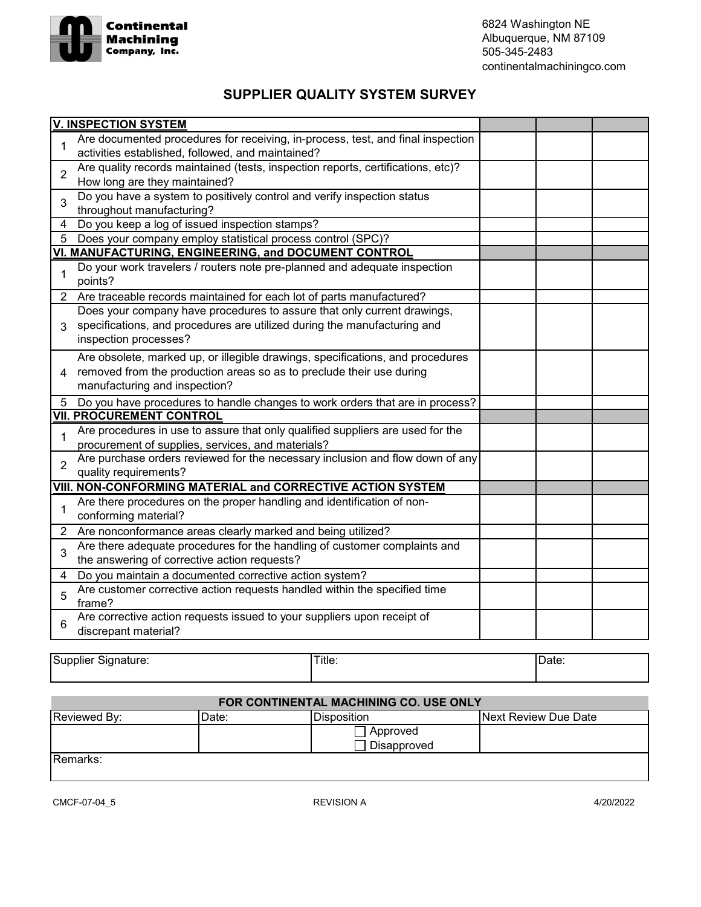**Continental Machining Company, Inc.**

6824 Washington NE
Albuquerque, NM 87109
505-345-2483
continentalmachiningco.com

# SUPPLIER QUALITY SYSTEM SURVEY

| | | | | |
|---|---|---|---|---|
| **V. INSPECTION SYSTEM** | | | | |
| 1 | Are documented procedures for receiving, in-process, test, and final inspection activities established, followed, and maintained? | | | |
| 2 | Are quality records maintained (tests, inspection reports, certifications, etc)? How long are they maintained? | | | |
| 3 | Do you have a system to positively control and verify inspection status throughout manufacturing? | | | |
| 4 | Do you keep a log of issued inspection stamps? | | | |
| 5 | Does your company employ statistical process control (SPC)? | | | |
| **VI. MANUFACTURING, ENGINEERING, and DOCUMENT CONTROL** | | | | |
| 1 | Do your work travelers / routers note pre-planned and adequate inspection points? | | | |
| 2 | Are traceable records maintained for each lot of parts manufactured? | | | |
| 3 | Does your company have procedures to assure that only current drawings, specifications, and procedures are utilized during the manufacturing and inspection processes? | | | |
| 4 | Are obsolete, marked up, or illegible drawings, specifications, and procedures removed from the production areas so as to preclude their use during manufacturing and inspection? | | | |
| 5 | Do you have procedures to handle changes to work orders that are in process? | | | |
| **VII. PROCUREMENT CONTROL** | | | | |
| 1 | Are procedures in use to assure that only qualified suppliers are used for the procurement of supplies, services, and materials? | | | |
| 2 | Are purchase orders reviewed for the necessary inclusion and flow down of any quality requirements? | | | |
| **VIII. NON-CONFORMING MATERIAL and CORRECTIVE ACTION SYSTEM** | | | | |
| 1 | Are there procedures on the proper handling and identification of non-conforming material? | | | |
| 2 | Are nonconformance areas clearly marked and being utilized? | | | |
| 3 | Are there adequate procedures for the handling of customer complaints and the answering of corrective action requests? | | | |
| 4 | Do you maintain a documented corrective action system? | | | |
| 5 | Are customer corrective action requests handled within the specified time frame? | | | |
| 6 | Are corrective action requests issued to your suppliers upon receipt of discrepant material? | | | |

| Supplier Signature: | Title: | Date: |
|---|---|---|
| | | |

| FOR CONTINENTAL MACHINING CO. USE ONLY | | | |
|---|---|---|---|
| Reviewed By: | Date: | Disposition | Next Review Due Date |
| | | ☐ Approved<br>☐ Disapproved | |
| Remarks: | | | |

CMCF-07-04_5 REVISION A 4/20/2022